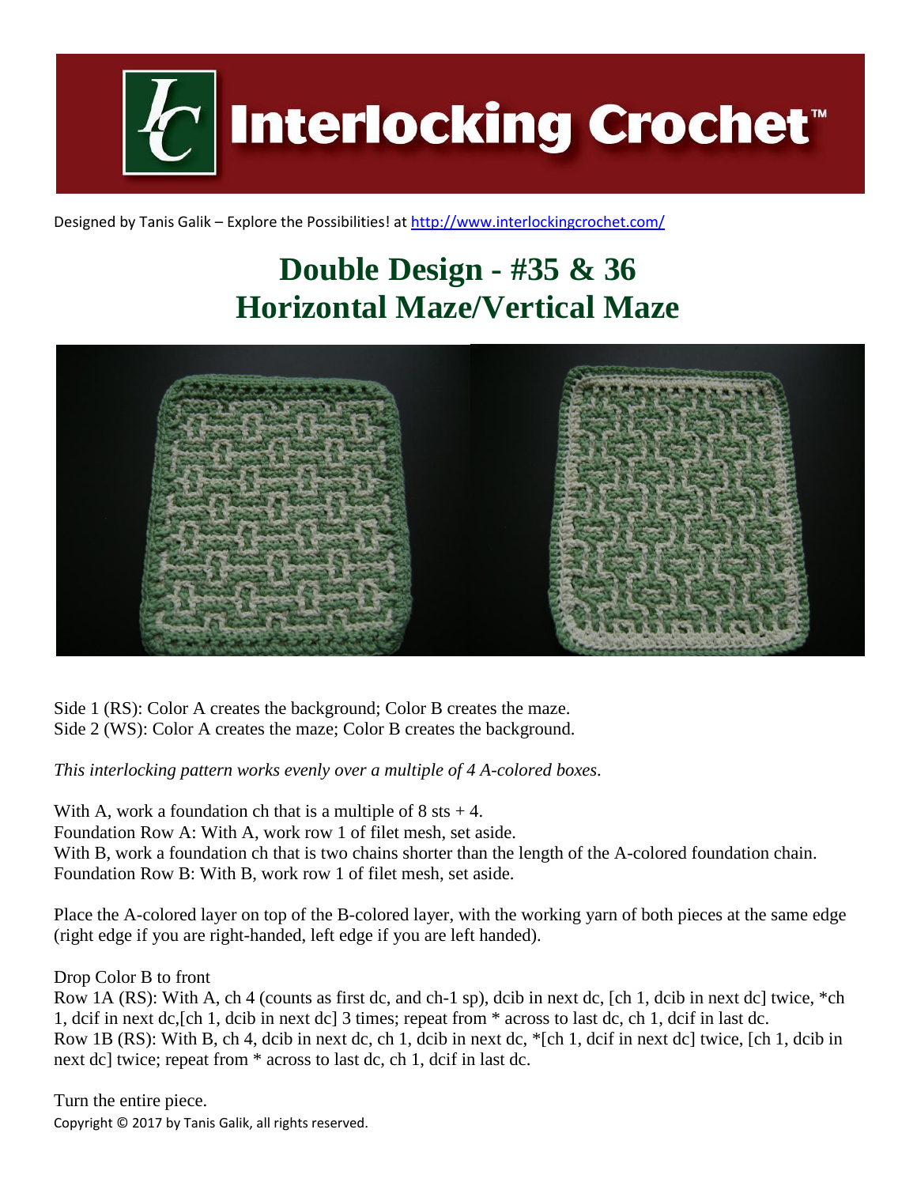Designed by Tanis Galik – Explore the Possibilities! at http://www.interlockingcrochet.com/

# Double Design - #35 & 36
# Horizontal Maze/Vertical Maze

Side 1 (RS): Color A creates the background; Color B creates the maze.
Side 2 (WS): Color A creates the maze; Color B creates the background.

*This interlocking pattern works evenly over a multiple of 4 A-colored boxes.*

With A, work a foundation ch that is a multiple of 8 sts + 4.
Foundation Row A: With A, work row 1 of filet mesh, set aside.
With B, work a foundation ch that is two chains shorter than the length of the A-colored foundation chain.
Foundation Row B: With B, work row 1 of filet mesh, set aside.

Place the A-colored layer on top of the B-colored layer, with the working yarn of both pieces at the same edge (right edge if you are right-handed, left edge if you are left handed).

Drop Color B to front
Row 1A (RS): With A, ch 4 (counts as first dc, and ch-1 sp), dcib in next dc, [ch 1, dcib in next dc] twice, *ch 1, dcif in next dc,[ch 1, dcib in next dc] 3 times; repeat from * across to last dc, ch 1, dcif in last dc.
Row 1B (RS): With B, ch 4, dcib in next dc, ch 1, dcib in next dc, *[ch 1, dcif in next dc] twice, [ch 1, dcib in next dc] twice; repeat from * across to last dc, ch 1, dcif in last dc.

Turn the entire piece.

Copyright © 2017 by Tanis Galik, all rights reserved.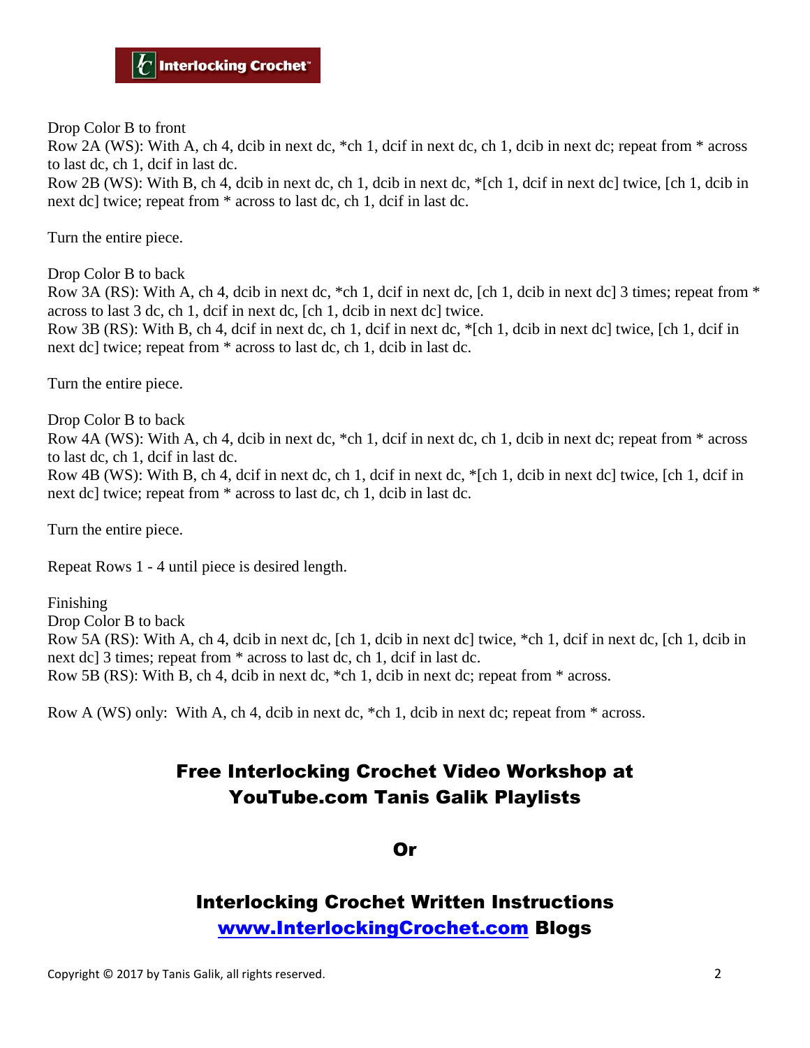Drop Color B to front
Row 2A (WS): With A, ch 4, dcib in next dc, *ch 1, dcif in next dc, ch 1, dcib in next dc; repeat from * across to last dc, ch 1, dcif in last dc.
Row 2B (WS): With B, ch 4, dcib in next dc, ch 1, dcib in next dc, *[ch 1, dcif in next dc] twice, [ch 1, dcib in next dc] twice; repeat from * across to last dc, ch 1, dcif in last dc.

Turn the entire piece.

Drop Color B to back
Row 3A (RS): With A, ch 4, dcib in next dc, *ch 1, dcif in next dc, [ch 1, dcib in next dc] 3 times; repeat from * across to last 3 dc, ch 1, dcif in next dc, [ch 1, dcib in next dc] twice.
Row 3B (RS): With B, ch 4, dcif in next dc, ch 1, dcif in next dc, *[ch 1, dcib in next dc] twice, [ch 1, dcif in next dc] twice; repeat from * across to last dc, ch 1, dcib in last dc.

Turn the entire piece.

Drop Color B to back
Row 4A (WS): With A, ch 4, dcib in next dc, *ch 1, dcif in next dc, ch 1, dcib in next dc; repeat from * across to last dc, ch 1, dcif in last dc.
Row 4B (WS): With B, ch 4, dcif in next dc, ch 1, dcif in next dc, *[ch 1, dcib in next dc] twice, [ch 1, dcif in next dc] twice; repeat from * across to last dc, ch 1, dcib in last dc.

Turn the entire piece.

Repeat Rows 1 - 4 until piece is desired length.

Finishing
Drop Color B to back
Row 5A (RS): With A, ch 4, dcib in next dc, [ch 1, dcib in next dc] twice, *ch 1, dcif in next dc, [ch 1, dcib in next dc] 3 times; repeat from * across to last dc, ch 1, dcif in last dc.
Row 5B (RS): With B, ch 4, dcib in next dc, *ch 1, dcib in next dc; repeat from * across.

Row A (WS) only: With A, ch 4, dcib in next dc, *ch 1, dcib in next dc; repeat from * across.

## Free Interlocking Crochet Video Workshop at YouTube.com Tanis Galik Playlists

## Or

## Interlocking Crochet Written Instructions [www.InterlockingCrochet.com](http://www.InterlockingCrochet.com) Blogs

Copyright © 2017 by Tanis Galik, all rights reserved.